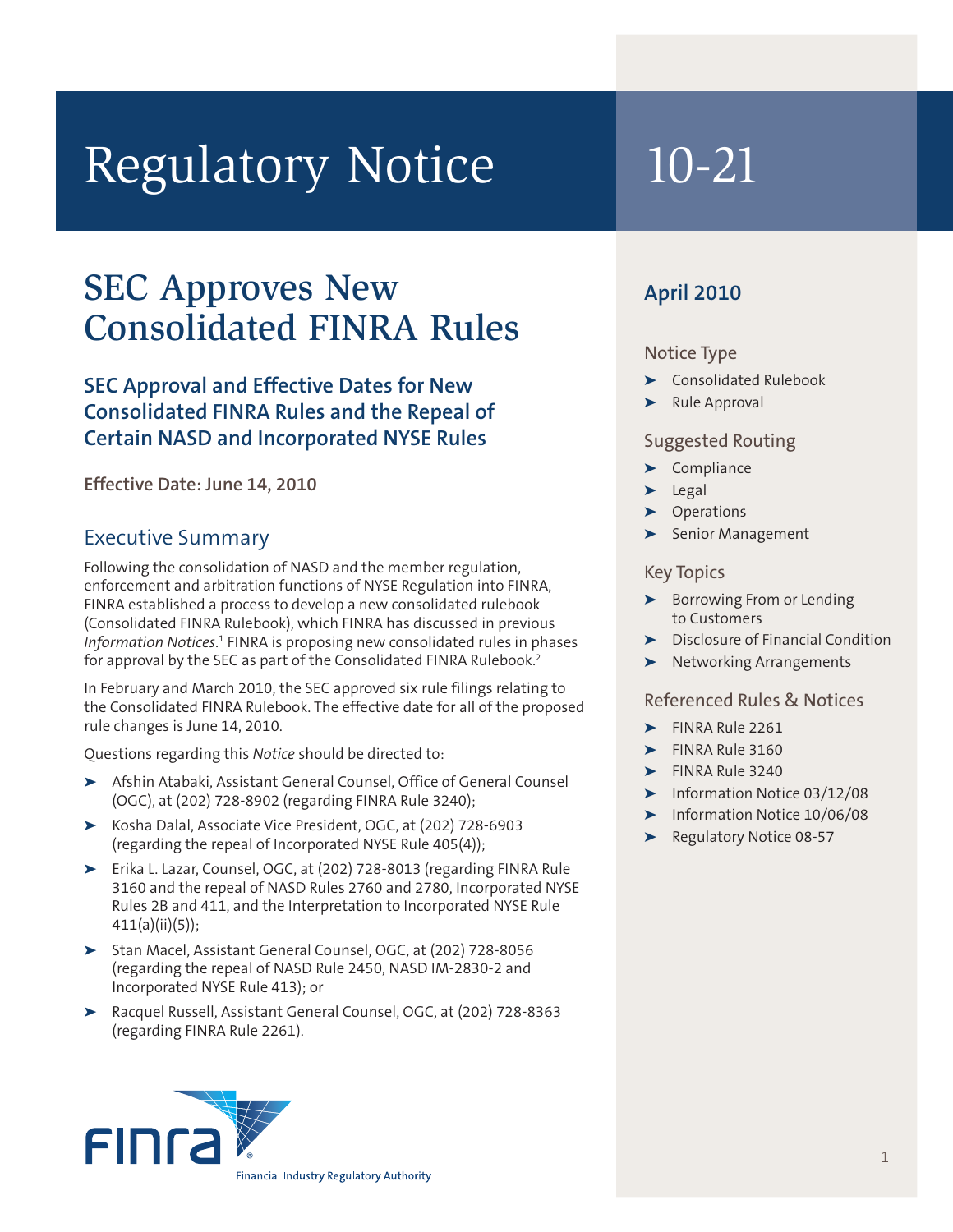# Regulatory Notice 10-21

## SEC Approves New Consolidated FINRA Rules

### SEC Approval and Effective Dates for New Consolidated FINRA Rules and the Repeal of Certain NASD and Incorporated NYSE Rules

**Effective Date: June 14, 2010**

## Executive Summary

Following the consolidation of NASD and the member regulation, enforcement and arbitration functions of NYSE Regulation into FINRA, FINRA established a process to develop a new consolidated rulebook (Consolidated FINRA Rulebook), which FINRA has discussed in previous *Information Notices*.[1] FINRA is proposing new consolidated rules in phases for approval by the SEC as part of the Consolidated FINRA Rulebook.[2]

In February and March 2010, the SEC approved six rule filings relating to the Consolidated FINRA Rulebook. The effective date for all of the proposed rule changes is June 14, 2010.

Questions regarding this *Notice* should be directed to:

- Afshin Atabaki, Assistant General Counsel, Office of General Counsel (OGC), at (202) 728-8902 (regarding FINRA Rule 3240);
- Kosha Dalal, Associate Vice President, OGC, at (202) 728-6903 (regarding the repeal of Incorporated NYSE Rule 405(4));
- Erika L. Lazar, Counsel, OGC, at (202) 728-8013 (regarding FINRA Rule 3160 and the repeal of NASD Rules 2760 and 2780, Incorporated NYSE Rules 2B and 411, and the Interpretation to Incorporated NYSE Rule 411(a)(ii)(5));
- Stan Macel, Assistant General Counsel, OGC, at (202) 728-8056 (regarding the repeal of NASD Rule 2450, NASD IM-2830-2 and Incorporated NYSE Rule 413); or
- Racquel Russell, Assistant General Counsel, OGC, at (202) 728-8363 (regarding FINRA Rule 2261).

**April 2010**

**Notice Type**
- Consolidated Rulebook
- Rule Approval

**Suggested Routing**
- Compliance
- Legal
- Operations
- Senior Management

**Key Topics**
- Borrowing From or Lending to Customers
- Disclosure of Financial Condition
- Networking Arrangements

**Referenced Rules & Notices**
- FINRA Rule 2261
- FINRA Rule 3160
- FINRA Rule 3240
- Information Notice 03/12/08
- Information Notice 10/06/08
- Regulatory Notice 08-57

FINRA — Financial Industry Regulatory Authority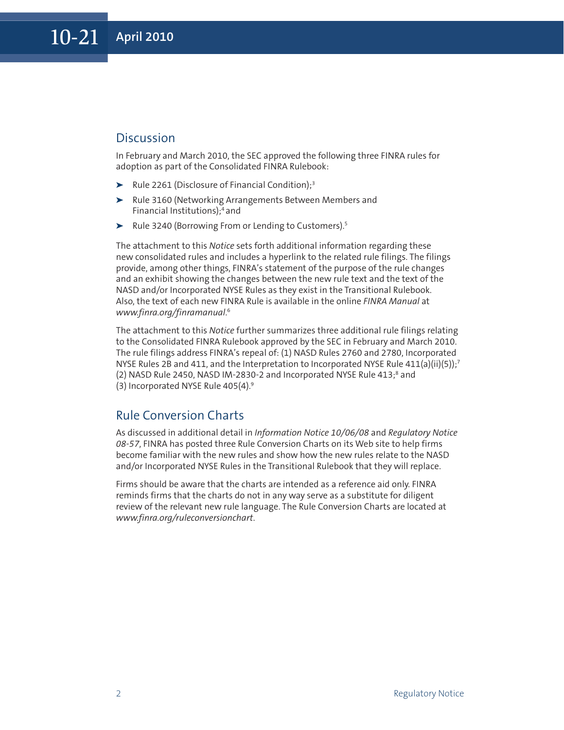## Discussion

In February and March 2010, the SEC approved the following three FINRA rules for adoption as part of the Consolidated FINRA Rulebook:

- Rule 2261 (Disclosure of Financial Condition);[3]
- Rule 3160 (Networking Arrangements Between Members and Financial Institutions);[4] and
- Rule 3240 (Borrowing From or Lending to Customers).[5]

The attachment to this *Notice* sets forth additional information regarding these new consolidated rules and includes a hyperlink to the related rule filings. The filings provide, among other things, FINRA's statement of the purpose of the rule changes and an exhibit showing the changes between the new rule text and the text of the NASD and/or Incorporated NYSE Rules as they exist in the Transitional Rulebook. Also, the text of each new FINRA Rule is available in the online *FINRA Manual* at *www.finra.org/finramanual*.[6]

The attachment to this *Notice* further summarizes three additional rule filings relating to the Consolidated FINRA Rulebook approved by the SEC in February and March 2010. The rule filings address FINRA's repeal of: (1) NASD Rules 2760 and 2780, Incorporated NYSE Rules 2B and 411, and the Interpretation to Incorporated NYSE Rule 411(a)(ii)(5));[7] (2) NASD Rule 2450, NASD IM-2830-2 and Incorporated NYSE Rule 413;[8] and (3) Incorporated NYSE Rule 405(4).[9]

## Rule Conversion Charts

As discussed in additional detail in *Information Notice 10/06/08* and *Regulatory Notice 08-57*, FINRA has posted three Rule Conversion Charts on its Web site to help firms become familiar with the new rules and show how the new rules relate to the NASD and/or Incorporated NYSE Rules in the Transitional Rulebook that they will replace.

Firms should be aware that the charts are intended as a reference aid only. FINRA reminds firms that the charts do not in any way serve as a substitute for diligent review of the relevant new rule language. The Rule Conversion Charts are located at *www.finra.org/ruleconversionchart*.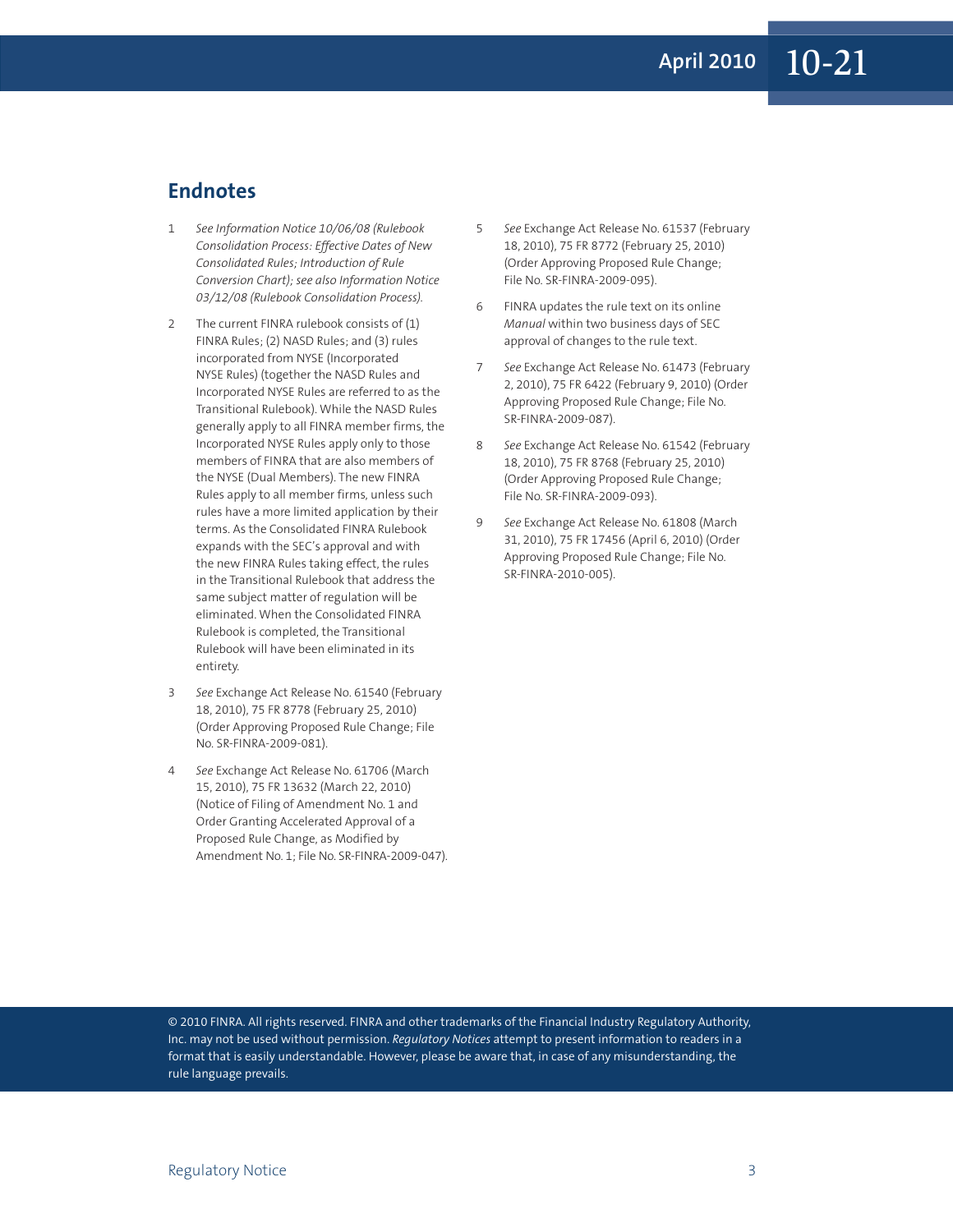## Endnotes

1. *See Information Notice 10/06/08 (Rulebook Consolidation Process: Effective Dates of New Consolidated Rules; Introduction of Rule Conversion Chart); see also Information Notice 03/12/08 (Rulebook Consolidation Process).*

2. The current FINRA rulebook consists of (1) FINRA Rules; (2) NASD Rules; and (3) rules incorporated from NYSE (Incorporated NYSE Rules) (together the NASD Rules and Incorporated NYSE Rules are referred to as the Transitional Rulebook). While the NASD Rules generally apply to all FINRA member firms, the Incorporated NYSE Rules apply only to those members of FINRA that are also members of the NYSE (Dual Members). The new FINRA Rules apply to all member firms, unless such rules have a more limited application by their terms. As the Consolidated FINRA Rulebook expands with the SEC's approval and with the new FINRA Rules taking effect, the rules in the Transitional Rulebook that address the same subject matter of regulation will be eliminated. When the Consolidated FINRA Rulebook is completed, the Transitional Rulebook will have been eliminated in its entirety.

3. *See* Exchange Act Release No. 61540 (February 18, 2010), 75 FR 8778 (February 25, 2010) (Order Approving Proposed Rule Change; File No. SR-FINRA-2009-081).

4. *See* Exchange Act Release No. 61706 (March 15, 2010), 75 FR 13632 (March 22, 2010) (Notice of Filing of Amendment No. 1 and Order Granting Accelerated Approval of a Proposed Rule Change, as Modified by Amendment No. 1; File No. SR-FINRA-2009-047).

5. *See* Exchange Act Release No. 61537 (February 18, 2010), 75 FR 8772 (February 25, 2010) (Order Approving Proposed Rule Change; File No. SR-FINRA-2009-095).

6. FINRA updates the rule text on its online *Manual* within two business days of SEC approval of changes to the rule text.

7. *See* Exchange Act Release No. 61473 (February 2, 2010), 75 FR 6422 (February 9, 2010) (Order Approving Proposed Rule Change; File No. SR-FINRA-2009-087).

8. *See* Exchange Act Release No. 61542 (February 18, 2010), 75 FR 8768 (February 25, 2010) (Order Approving Proposed Rule Change; File No. SR-FINRA-2009-093).

9. *See* Exchange Act Release No. 61808 (March 31, 2010), 75 FR 17456 (April 6, 2010) (Order Approving Proposed Rule Change; File No. SR-FINRA-2010-005).

© 2010 FINRA. All rights reserved. FINRA and other trademarks of the Financial Industry Regulatory Authority, Inc. may not be used without permission. *Regulatory Notices* attempt to present information to readers in a format that is easily understandable. However, please be aware that, in case of any misunderstanding, the rule language prevails.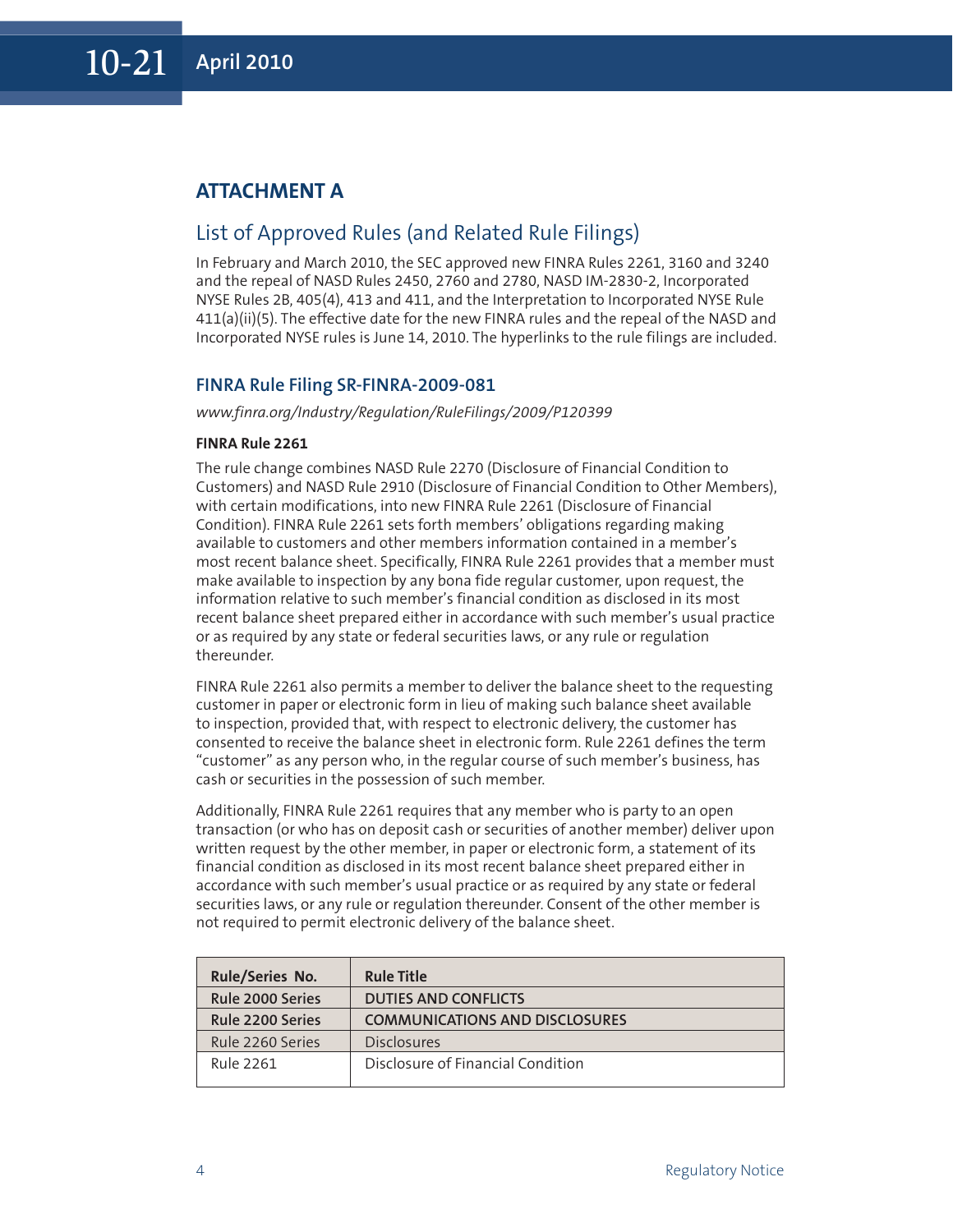## ATTACHMENT A

### List of Approved Rules (and Related Rule Filings)

In February and March 2010, the SEC approved new FINRA Rules 2261, 3160 and 3240 and the repeal of NASD Rules 2450, 2760 and 2780, NASD IM-2830-2, Incorporated NYSE Rules 2B, 405(4), 413 and 411, and the Interpretation to Incorporated NYSE Rule 411(a)(ii)(5). The effective date for the new FINRA rules and the repeal of the NASD and Incorporated NYSE rules is June 14, 2010. The hyperlinks to the rule filings are included.

### FINRA Rule Filing SR-FINRA-2009-081

*www.finra.org/Industry/Regulation/RuleFilings/2009/P120399*

**FINRA Rule 2261**

The rule change combines NASD Rule 2270 (Disclosure of Financial Condition to Customers) and NASD Rule 2910 (Disclosure of Financial Condition to Other Members), with certain modifications, into new FINRA Rule 2261 (Disclosure of Financial Condition). FINRA Rule 2261 sets forth members' obligations regarding making available to customers and other members information contained in a member's most recent balance sheet. Specifically, FINRA Rule 2261 provides that a member must make available to inspection by any bona fide regular customer, upon request, the information relative to such member's financial condition as disclosed in its most recent balance sheet prepared either in accordance with such member's usual practice or as required by any state or federal securities laws, or any rule or regulation thereunder.

FINRA Rule 2261 also permits a member to deliver the balance sheet to the requesting customer in paper or electronic form in lieu of making such balance sheet available to inspection, provided that, with respect to electronic delivery, the customer has consented to receive the balance sheet in electronic form. Rule 2261 defines the term "customer" as any person who, in the regular course of such member's business, has cash or securities in the possession of such member.

Additionally, FINRA Rule 2261 requires that any member who is party to an open transaction (or who has on deposit cash or securities of another member) deliver upon written request by the other member, in paper or electronic form, a statement of its financial condition as disclosed in its most recent balance sheet prepared either in accordance with such member's usual practice or as required by any state or federal securities laws, or any rule or regulation thereunder. Consent of the other member is not required to permit electronic delivery of the balance sheet.

| Rule/Series No. | Rule Title |
|---|---|
| **Rule 2000 Series** | **DUTIES AND CONFLICTS** |
| **Rule 2200 Series** | **COMMUNICATIONS AND DISCLOSURES** |
| Rule 2260 Series | Disclosures |
| Rule 2261 | Disclosure of Financial Condition |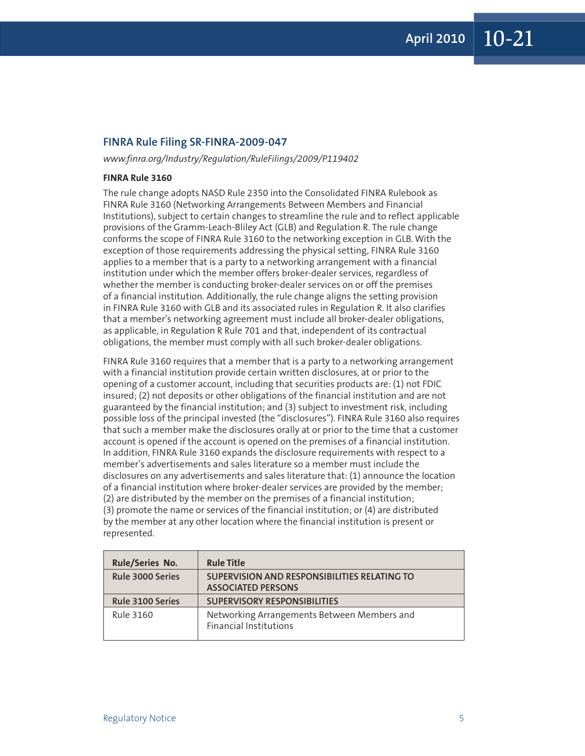## FINRA Rule Filing SR-FINRA-2009-047

*www.finra.org/Industry/Regulation/RuleFilings/2009/P119402*

**FINRA Rule 3160**

The rule change adopts NASD Rule 2350 into the Consolidated FINRA Rulebook as FINRA Rule 3160 (Networking Arrangements Between Members and Financial Institutions), subject to certain changes to streamline the rule and to reflect applicable provisions of the Gramm-Leach-Bliley Act (GLB) and Regulation R. The rule change conforms the scope of FINRA Rule 3160 to the networking exception in GLB. With the exception of those requirements addressing the physical setting, FINRA Rule 3160 applies to a member that is a party to a networking arrangement with a financial institution under which the member offers broker-dealer services, regardless of whether the member is conducting broker-dealer services on or off the premises of a financial institution. Additionally, the rule change aligns the setting provision in FINRA Rule 3160 with GLB and its associated rules in Regulation R. It also clarifies that a member's networking agreement must include all broker-dealer obligations, as applicable, in Regulation R Rule 701 and that, independent of its contractual obligations, the member must comply with all such broker-dealer obligations.

FINRA Rule 3160 requires that a member that is a party to a networking arrangement with a financial institution provide certain written disclosures, at or prior to the opening of a customer account, including that securities products are: (1) not FDIC insured; (2) not deposits or other obligations of the financial institution and are not guaranteed by the financial institution; and (3) subject to investment risk, including possible loss of the principal invested (the "disclosures"). FINRA Rule 3160 also requires that such a member make the disclosures orally at or prior to the time that a customer account is opened if the account is opened on the premises of a financial institution. In addition, FINRA Rule 3160 expands the disclosure requirements with respect to a member's advertisements and sales literature so a member must include the disclosures on any advertisements and sales literature that: (1) announce the location of a financial institution where broker-dealer services are provided by the member; (2) are distributed by the member on the premises of a financial institution; (3) promote the name or services of the financial institution; or (4) are distributed by the member at any other location where the financial institution is present or represented.

| Rule/Series No. | Rule Title |
|---|---|
| **Rule 3000 Series** | **SUPERVISION AND RESPONSIBILITIES RELATING TO ASSOCIATED PERSONS** |
| **Rule 3100 Series** | **SUPERVISORY RESPONSIBILITIES** |
| Rule 3160 | Networking Arrangements Between Members and Financial Institutions |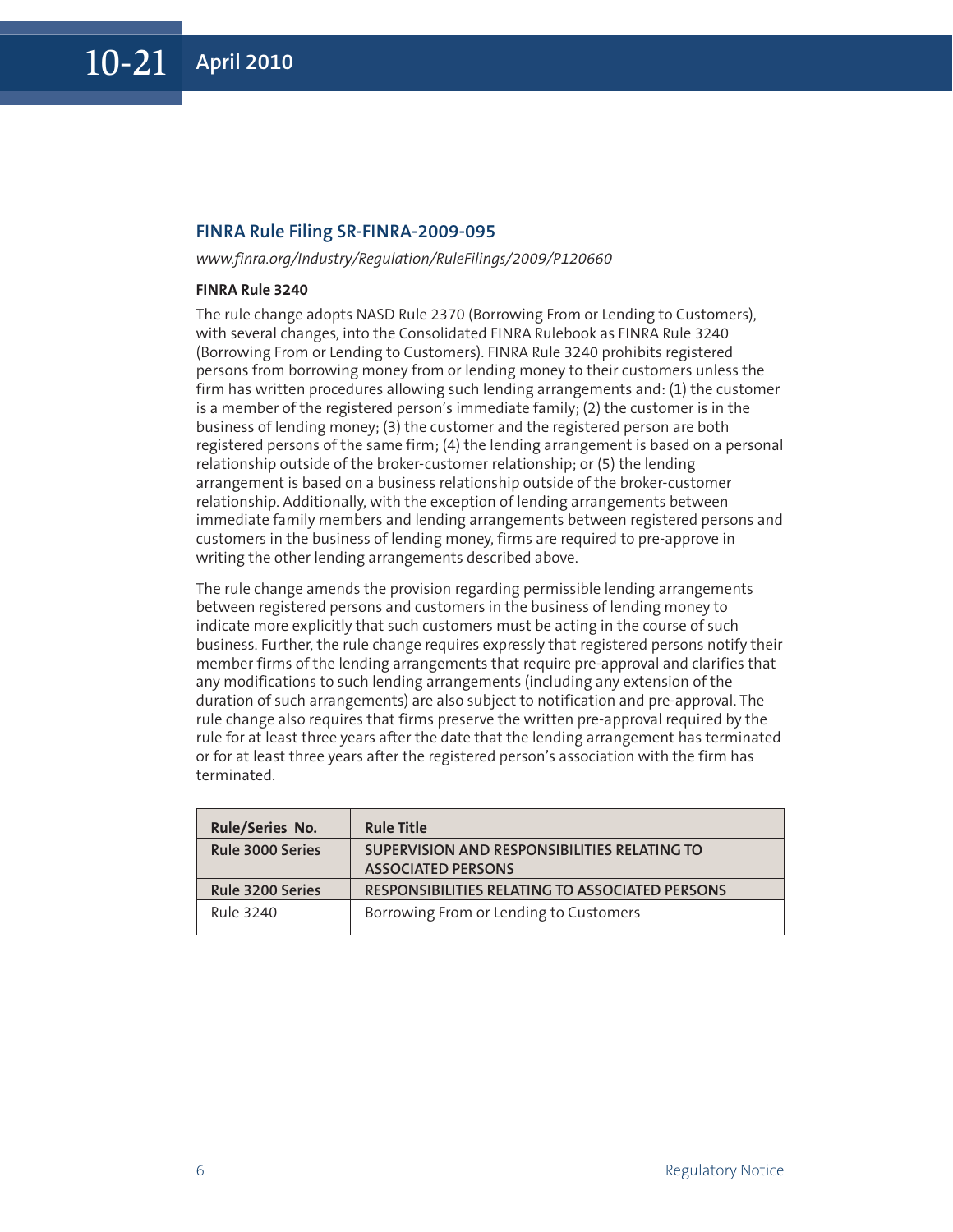## FINRA Rule Filing SR-FINRA-2009-095

*www.finra.org/Industry/Regulation/RuleFilings/2009/P120660*

**FINRA Rule 3240**

The rule change adopts NASD Rule 2370 (Borrowing From or Lending to Customers), with several changes, into the Consolidated FINRA Rulebook as FINRA Rule 3240 (Borrowing From or Lending to Customers). FINRA Rule 3240 prohibits registered persons from borrowing money from or lending money to their customers unless the firm has written procedures allowing such lending arrangements and: (1) the customer is a member of the registered person's immediate family; (2) the customer is in the business of lending money; (3) the customer and the registered person are both registered persons of the same firm; (4) the lending arrangement is based on a personal relationship outside of the broker-customer relationship; or (5) the lending arrangement is based on a business relationship outside of the broker-customer relationship. Additionally, with the exception of lending arrangements between immediate family members and lending arrangements between registered persons and customers in the business of lending money, firms are required to pre-approve in writing the other lending arrangements described above.

The rule change amends the provision regarding permissible lending arrangements between registered persons and customers in the business of lending money to indicate more explicitly that such customers must be acting in the course of such business. Further, the rule change requires expressly that registered persons notify their member firms of the lending arrangements that require pre-approval and clarifies that any modifications to such lending arrangements (including any extension of the duration of such arrangements) are also subject to notification and pre-approval. The rule change also requires that firms preserve the written pre-approval required by the rule for at least three years after the date that the lending arrangement has terminated or for at least three years after the registered person's association with the firm has terminated.

| Rule/Series No. | Rule Title |
|---|---|
| Rule 3000 Series | SUPERVISION AND RESPONSIBILITIES RELATING TO ASSOCIATED PERSONS |
| Rule 3200 Series | RESPONSIBILITIES RELATING TO ASSOCIATED PERSONS |
| Rule 3240 | Borrowing From or Lending to Customers |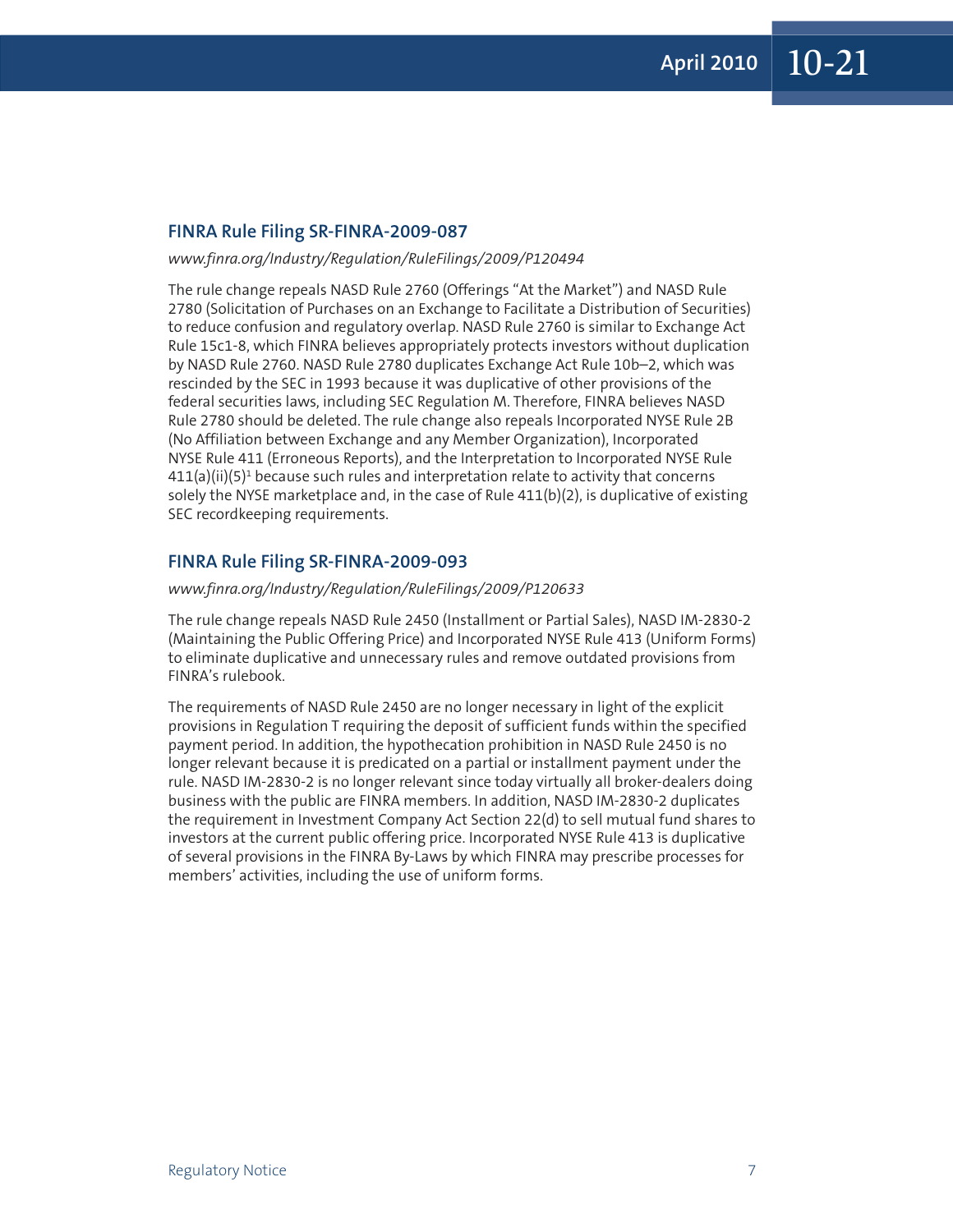### FINRA Rule Filing SR-FINRA-2009-087

*www.finra.org/Industry/Regulation/RuleFilings/2009/P120494*

The rule change repeals NASD Rule 2760 (Offerings "At the Market") and NASD Rule 2780 (Solicitation of Purchases on an Exchange to Facilitate a Distribution of Securities) to reduce confusion and regulatory overlap. NASD Rule 2760 is similar to Exchange Act Rule 15c1-8, which FINRA believes appropriately protects investors without duplication by NASD Rule 2760. NASD Rule 2780 duplicates Exchange Act Rule 10b–2, which was rescinded by the SEC in 1993 because it was duplicative of other provisions of the federal securities laws, including SEC Regulation M. Therefore, FINRA believes NASD Rule 2780 should be deleted. The rule change also repeals Incorporated NYSE Rule 2B (No Affiliation between Exchange and any Member Organization), Incorporated NYSE Rule 411 (Erroneous Reports), and the Interpretation to Incorporated NYSE Rule 411(a)(ii)(5)[1] because such rules and interpretation relate to activity that concerns solely the NYSE marketplace and, in the case of Rule 411(b)(2), is duplicative of existing SEC recordkeeping requirements.

### FINRA Rule Filing SR-FINRA-2009-093

*www.finra.org/Industry/Regulation/RuleFilings/2009/P120633*

The rule change repeals NASD Rule 2450 (Installment or Partial Sales), NASD IM-2830-2 (Maintaining the Public Offering Price) and Incorporated NYSE Rule 413 (Uniform Forms) to eliminate duplicative and unnecessary rules and remove outdated provisions from FINRA's rulebook.

The requirements of NASD Rule 2450 are no longer necessary in light of the explicit provisions in Regulation T requiring the deposit of sufficient funds within the specified payment period. In addition, the hypothecation prohibition in NASD Rule 2450 is no longer relevant because it is predicated on a partial or installment payment under the rule. NASD IM-2830-2 is no longer relevant since today virtually all broker-dealers doing business with the public are FINRA members. In addition, NASD IM-2830-2 duplicates the requirement in Investment Company Act Section 22(d) to sell mutual fund shares to investors at the current public offering price. Incorporated NYSE Rule 413 is duplicative of several provisions in the FINRA By-Laws by which FINRA may prescribe processes for members' activities, including the use of uniform forms.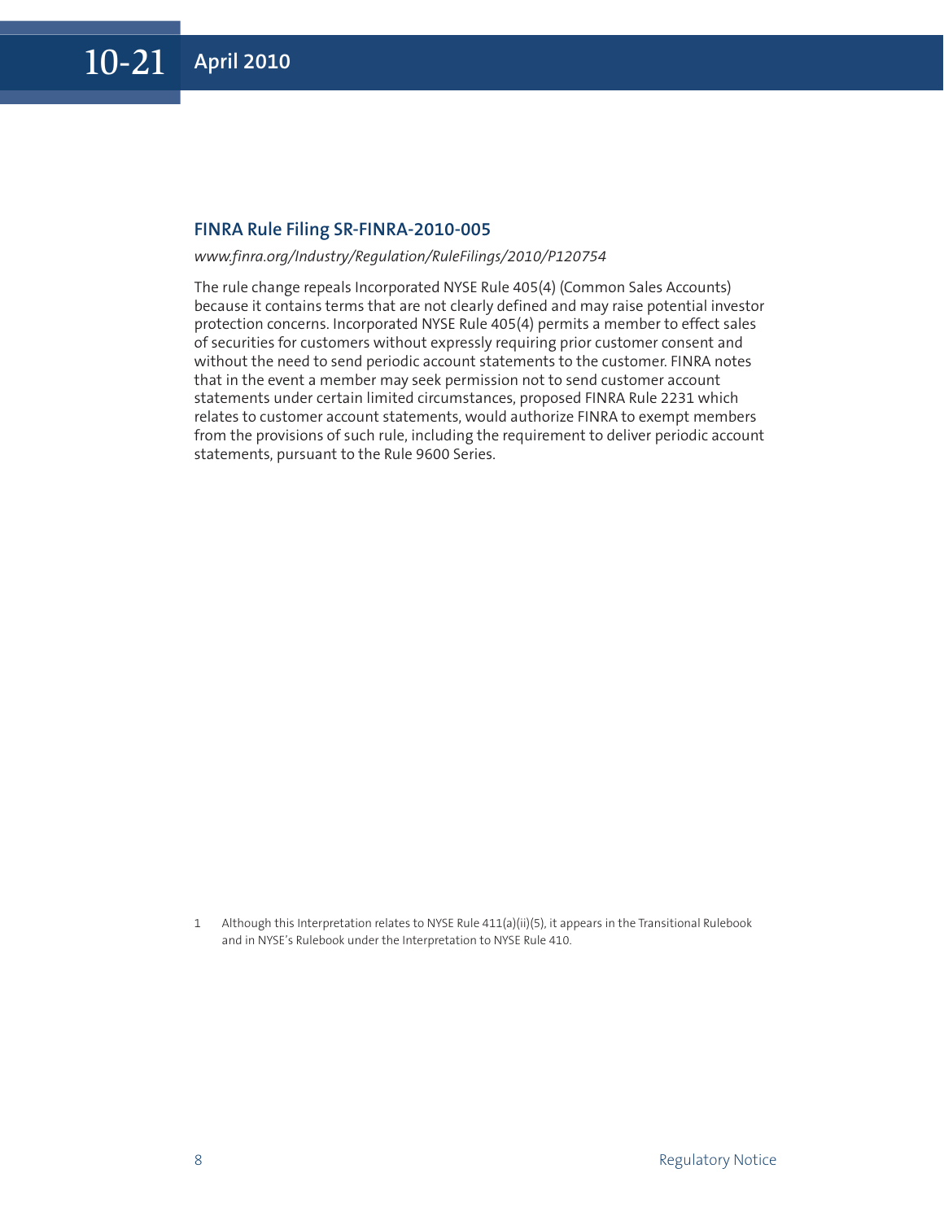### FINRA Rule Filing SR-FINRA-2010-005

*www.finra.org/Industry/Regulation/RuleFilings/2010/P120754*

The rule change repeals Incorporated NYSE Rule 405(4) (Common Sales Accounts) because it contains terms that are not clearly defined and may raise potential investor protection concerns. Incorporated NYSE Rule 405(4) permits a member to effect sales of securities for customers without expressly requiring prior customer consent and without the need to send periodic account statements to the customer. FINRA notes that in the event a member may seek permission not to send customer account statements under certain limited circumstances, proposed FINRA Rule 2231 which relates to customer account statements, would authorize FINRA to exempt members from the provisions of such rule, including the requirement to deliver periodic account statements, pursuant to the Rule 9600 Series.

1 Although this Interpretation relates to NYSE Rule 411(a)(ii)(5), it appears in the Transitional Rulebook and in NYSE's Rulebook under the Interpretation to NYSE Rule 410.